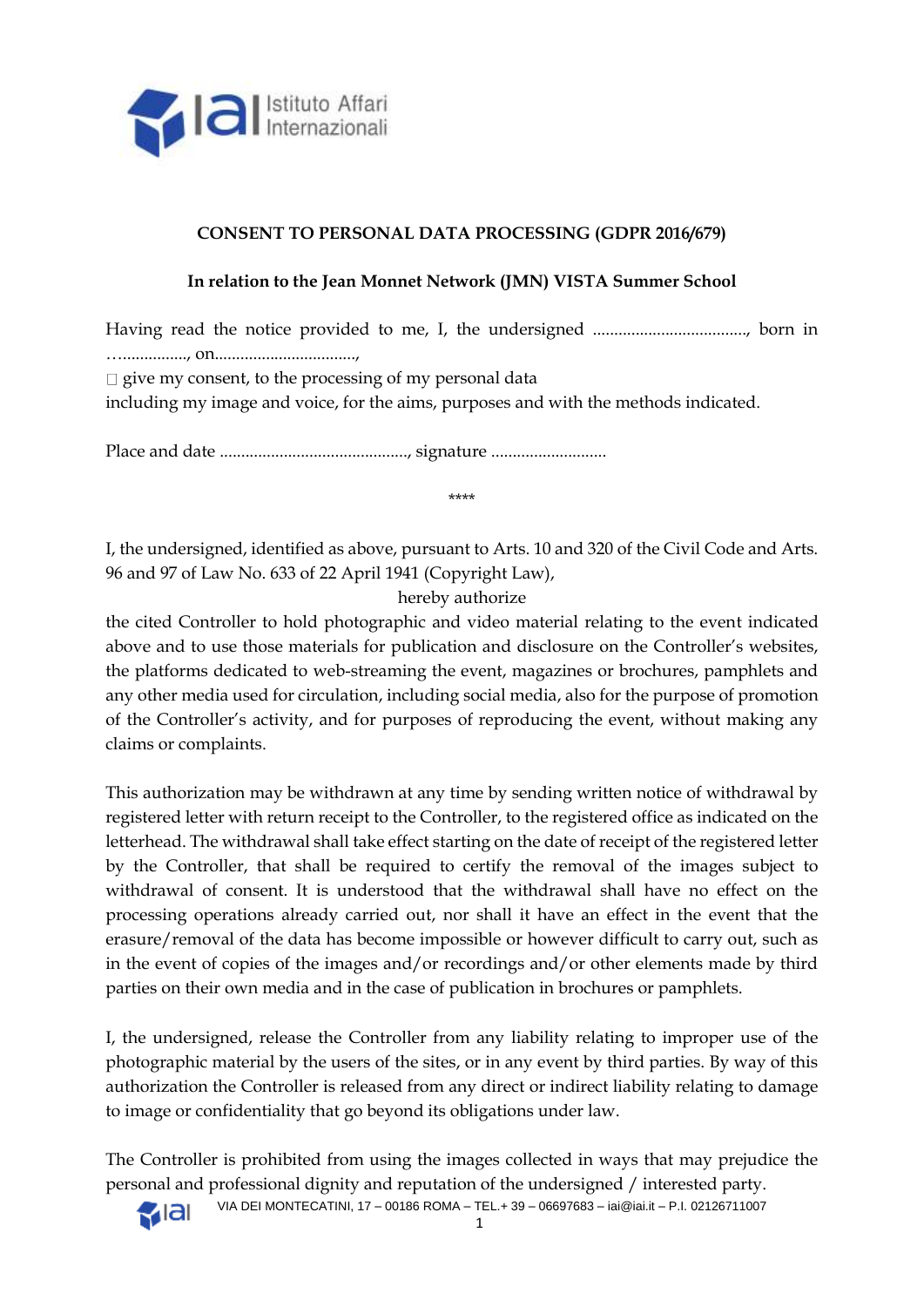Istituto Affari Internazionali

**CONSENT TO PERSONAL DATA PROCESSING (GDPR 2016/679)**

**In relation to the Jean Monnet Network (JMN) VISTA Summer School**

Having read the notice provided to me, I, the undersigned ..................................., born in …..............., on................................,

☐ give my consent, to the processing of my personal data
including my image and voice, for the aims, purposes and with the methods indicated.

Place and date ..........................................., signature ..........................

****

I, the undersigned, identified as above, pursuant to Arts. 10 and 320 of the Civil Code and Arts. 96 and 97 of Law No. 633 of 22 April 1941 (Copyright Law),

hereby authorize

the cited Controller to hold photographic and video material relating to the event indicated above and to use those materials for publication and disclosure on the Controller's websites, the platforms dedicated to web-streaming the event, magazines or brochures, pamphlets and any other media used for circulation, including social media, also for the purpose of promotion of the Controller's activity, and for purposes of reproducing the event, without making any claims or complaints.

This authorization may be withdrawn at any time by sending written notice of withdrawal by registered letter with return receipt to the Controller, to the registered office as indicated on the letterhead. The withdrawal shall take effect starting on the date of receipt of the registered letter by the Controller, that shall be required to certify the removal of the images subject to withdrawal of consent. It is understood that the withdrawal shall have no effect on the processing operations already carried out, nor shall it have an effect in the event that the erasure/removal of the data has become impossible or however difficult to carry out, such as in the event of copies of the images and/or recordings and/or other elements made by third parties on their own media and in the case of publication in brochures or pamphlets.

I, the undersigned, release the Controller from any liability relating to improper use of the photographic material by the users of the sites, or in any event by third parties. By way of this authorization the Controller is released from any direct or indirect liability relating to damage to image or confidentiality that go beyond its obligations under law.

The Controller is prohibited from using the images collected in ways that may prejudice the personal and professional dignity and reputation of the undersigned / interested party.

VIA DEI MONTECATINI, 17 – 00186 ROMA – TEL.+ 39 – 06697683 – iai@iai.it – P.I. 02126711007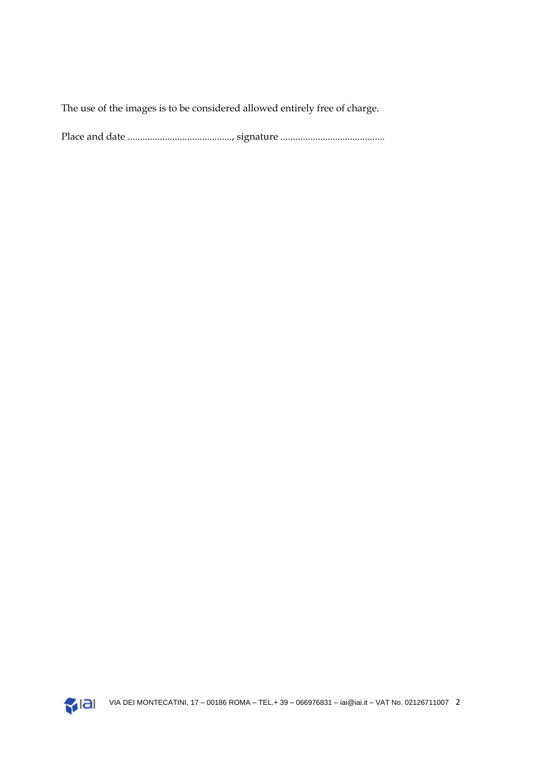The use of the images is to be considered allowed entirely free of charge.

Place and date .........................................., signature ..........................................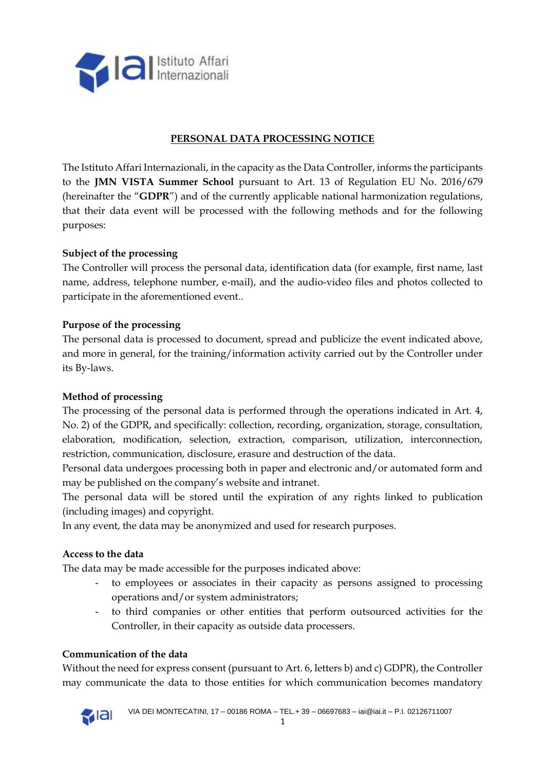## PERSONAL DATA PROCESSING NOTICE

The Istituto Affari Internazionali, in the capacity as the Data Controller, informs the participants to the **JMN VISTA Summer School** pursuant to Art. 13 of Regulation EU No. 2016/679 (hereinafter the "**GDPR**") and of the currently applicable national harmonization regulations, that their data event will be processed with the following methods and for the following purposes:

**Subject of the processing**

The Controller will process the personal data, identification data (for example, first name, last name, address, telephone number, e-mail), and the audio-video files and photos collected to participate in the aforementioned event..

**Purpose of the processing**

The personal data is processed to document, spread and publicize the event indicated above, and more in general, for the training/information activity carried out by the Controller under its By-laws.

**Method of processing**

The processing of the personal data is performed through the operations indicated in Art. 4, No. 2) of the GDPR, and specifically: collection, recording, organization, storage, consultation, elaboration, modification, selection, extraction, comparison, utilization, interconnection, restriction, communication, disclosure, erasure and destruction of the data.

Personal data undergoes processing both in paper and electronic and/or automated form and may be published on the company's website and intranet.

The personal data will be stored until the expiration of any rights linked to publication (including images) and copyright.

In any event, the data may be anonymized and used for research purposes.

**Access to the data**

The data may be made accessible for the purposes indicated above:

- to employees or associates in their capacity as persons assigned to processing operations and/or system administrators;
- to third companies or other entities that perform outsourced activities for the Controller, in their capacity as outside data processers.

**Communication of the data**

Without the need for express consent (pursuant to Art. 6, letters b) and c) GDPR), the Controller may communicate the data to those entities for which communication becomes mandatory

VIA DEI MONTECATINI, 17 – 00186 ROMA – TEL.+ 39 – 06697683 – iai@iai.it – P.I. 02126711007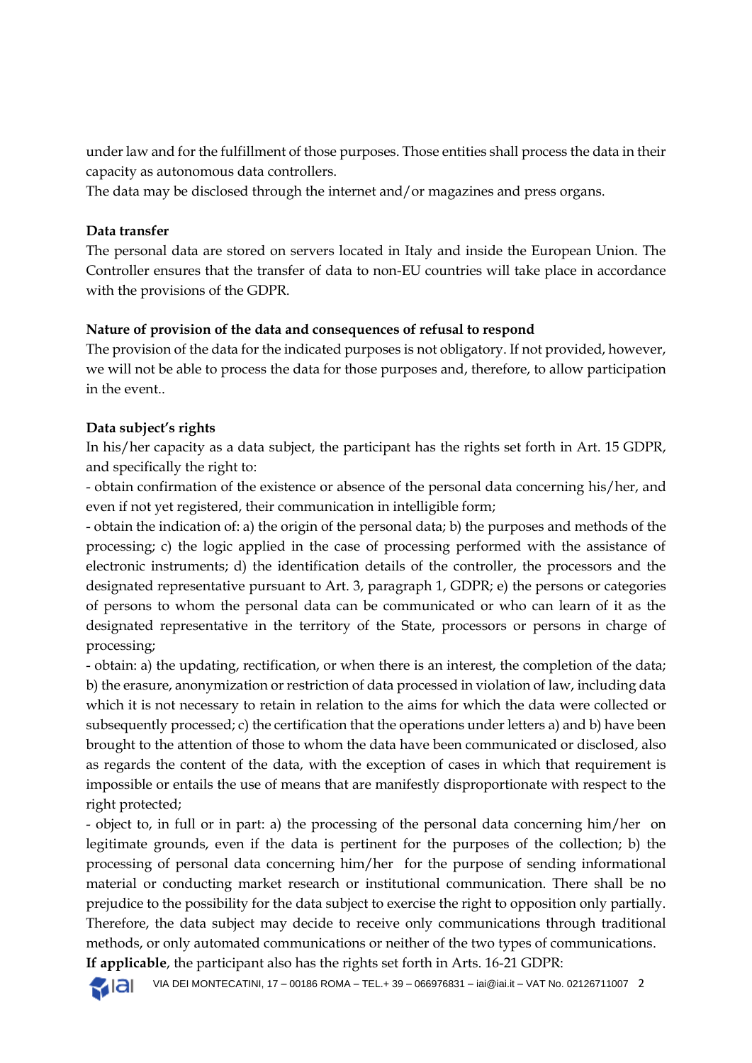under law and for the fulfillment of those purposes. Those entities shall process the data in their capacity as autonomous data controllers.
The data may be disclosed through the internet and/or magazines and press organs.

**Data transfer**

The personal data are stored on servers located in Italy and inside the European Union. The Controller ensures that the transfer of data to non-EU countries will take place in accordance with the provisions of the GDPR.

**Nature of provision of the data and consequences of refusal to respond**

The provision of the data for the indicated purposes is not obligatory. If not provided, however, we will not be able to process the data for those purposes and, therefore, to allow participation in the event..

**Data subject's rights**

In his/her capacity as a data subject, the participant has the rights set forth in Art. 15 GDPR, and specifically the right to:

- obtain confirmation of the existence or absence of the personal data concerning his/her, and even if not yet registered, their communication in intelligible form;
- obtain the indication of: a) the origin of the personal data; b) the purposes and methods of the processing; c) the logic applied in the case of processing performed with the assistance of electronic instruments; d) the identification details of the controller, the processors and the designated representative pursuant to Art. 3, paragraph 1, GDPR; e) the persons or categories of persons to whom the personal data can be communicated or who can learn of it as the designated representative in the territory of the State, processors or persons in charge of processing;
- obtain: a) the updating, rectification, or when there is an interest, the completion of the data; b) the erasure, anonymization or restriction of data processed in violation of law, including data which it is not necessary to retain in relation to the aims for which the data were collected or subsequently processed; c) the certification that the operations under letters a) and b) have been brought to the attention of those to whom the data have been communicated or disclosed, also as regards the content of the data, with the exception of cases in which that requirement is impossible or entails the use of means that are manifestly disproportionate with respect to the right protected;
- object to, in full or in part: a) the processing of the personal data concerning him/her on legitimate grounds, even if the data is pertinent for the purposes of the collection; b) the processing of personal data concerning him/her for the purpose of sending informational material or conducting market research or institutional communication. There shall be no prejudice to the possibility for the data subject to exercise the right to opposition only partially. Therefore, the data subject may decide to receive only communications through traditional methods, or only automated communications or neither of the two types of communications.

**If applicable**, the participant also has the rights set forth in Arts. 16-21 GDPR: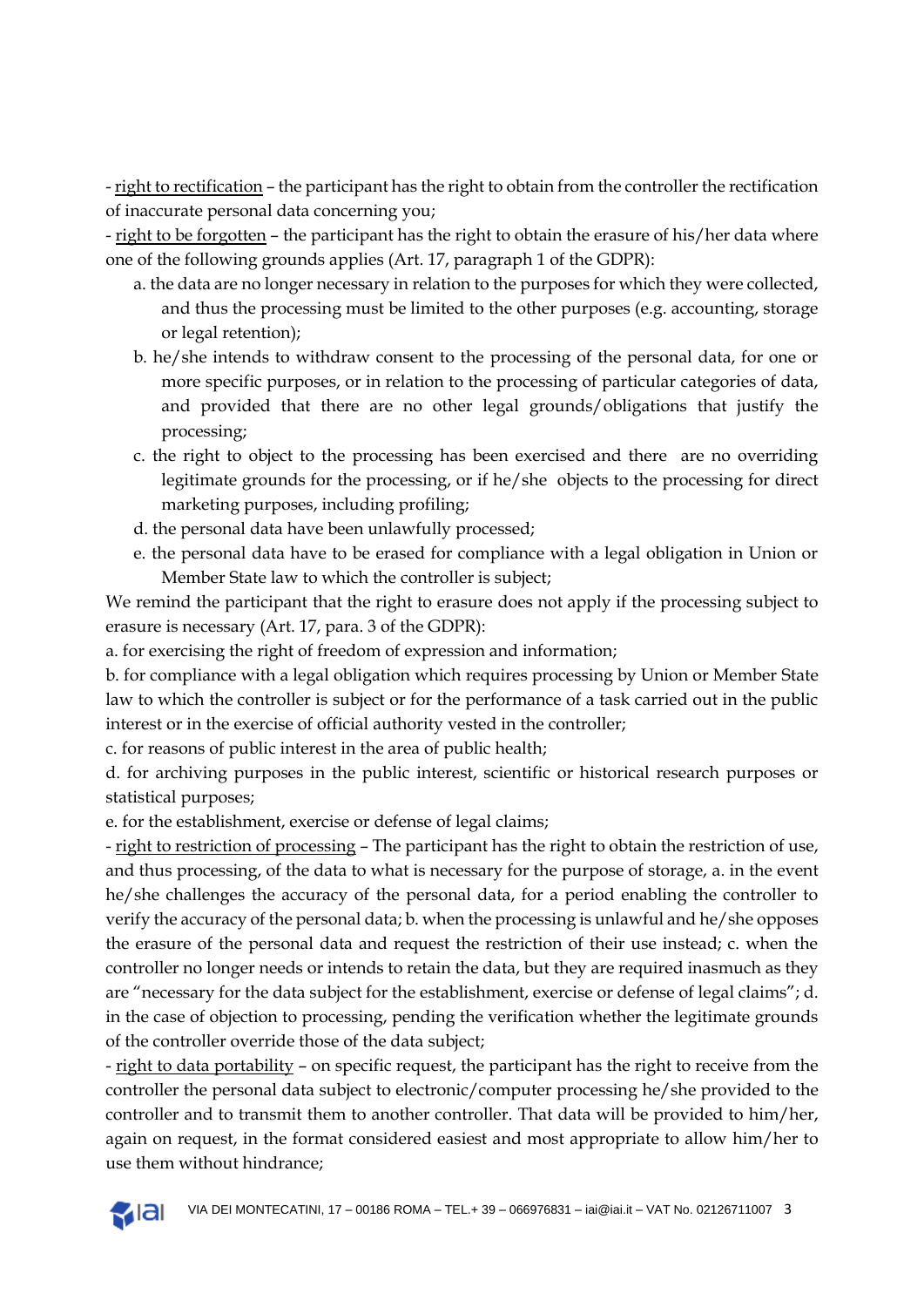- right to rectification – the participant has the right to obtain from the controller the rectification of inaccurate personal data concerning you;

- right to be forgotten – the participant has the right to obtain the erasure of his/her data where one of the following grounds applies (Art. 17, paragraph 1 of the GDPR):

    a. the data are no longer necessary in relation to the purposes for which they were collected, and thus the processing must be limited to the other purposes (e.g. accounting, storage or legal retention);
    b. he/she intends to withdraw consent to the processing of the personal data, for one or more specific purposes, or in relation to the processing of particular categories of data, and provided that there are no other legal grounds/obligations that justify the processing;
    c. the right to object to the processing has been exercised and there are no overriding legitimate grounds for the processing, or if he/she objects to the processing for direct marketing purposes, including profiling;
    d. the personal data have been unlawfully processed;
    e. the personal data have to be erased for compliance with a legal obligation in Union or Member State law to which the controller is subject;

We remind the participant that the right to erasure does not apply if the processing subject to erasure is necessary (Art. 17, para. 3 of the GDPR):

a. for exercising the right of freedom of expression and information;

b. for compliance with a legal obligation which requires processing by Union or Member State law to which the controller is subject or for the performance of a task carried out in the public interest or in the exercise of official authority vested in the controller;

c. for reasons of public interest in the area of public health;

d. for archiving purposes in the public interest, scientific or historical research purposes or statistical purposes;

e. for the establishment, exercise or defense of legal claims;

- right to restriction of processing – The participant has the right to obtain the restriction of use, and thus processing, of the data to what is necessary for the purpose of storage, a. in the event he/she challenges the accuracy of the personal data, for a period enabling the controller to verify the accuracy of the personal data; b. when the processing is unlawful and he/she opposes the erasure of the personal data and request the restriction of their use instead; c. when the controller no longer needs or intends to retain the data, but they are required inasmuch as they are "necessary for the data subject for the establishment, exercise or defense of legal claims"; d. in the case of objection to processing, pending the verification whether the legitimate grounds of the controller override those of the data subject;

- right to data portability – on specific request, the participant has the right to receive from the controller the personal data subject to electronic/computer processing he/she provided to the controller and to transmit them to another controller. That data will be provided to him/her, again on request, in the format considered easiest and most appropriate to allow him/her to use them without hindrance;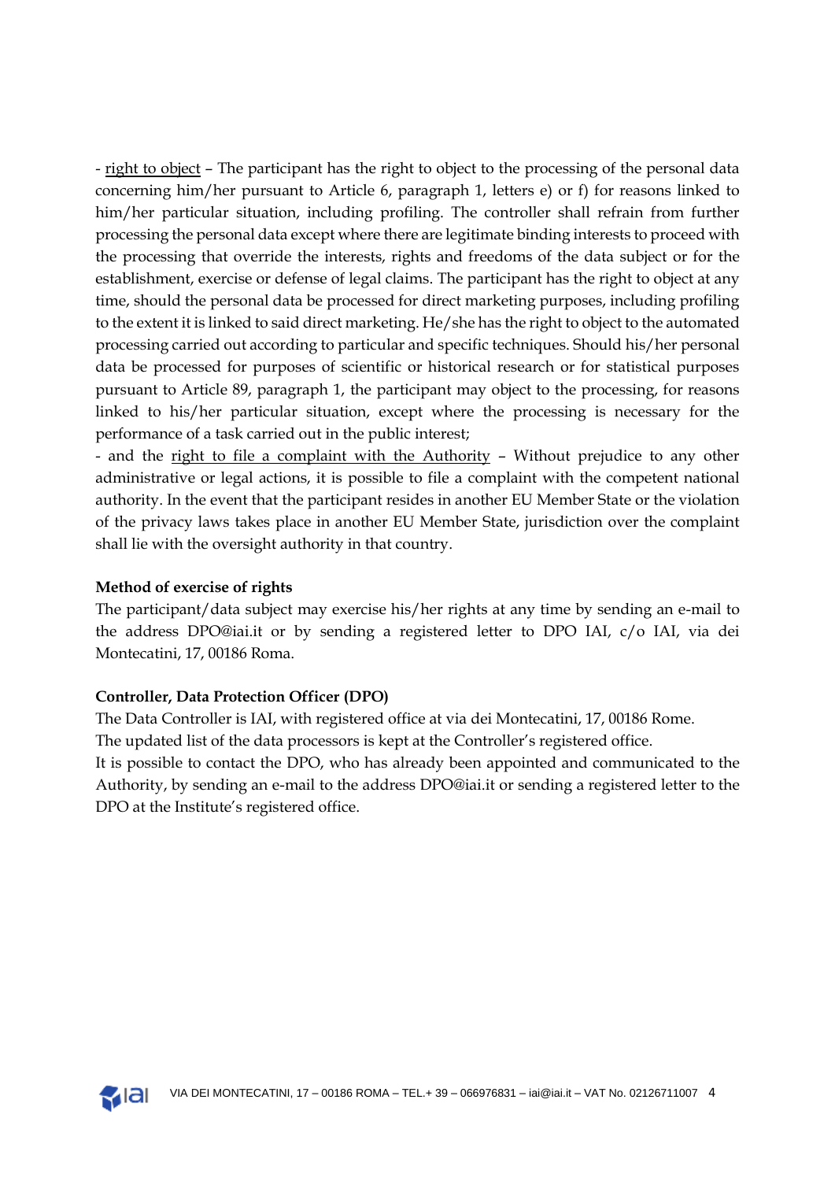- right to object – The participant has the right to object to the processing of the personal data concerning him/her pursuant to Article 6, paragraph 1, letters e) or f) for reasons linked to him/her particular situation, including profiling. The controller shall refrain from further processing the personal data except where there are legitimate binding interests to proceed with the processing that override the interests, rights and freedoms of the data subject or for the establishment, exercise or defense of legal claims. The participant has the right to object at any time, should the personal data be processed for direct marketing purposes, including profiling to the extent it is linked to said direct marketing. He/she has the right to object to the automated processing carried out according to particular and specific techniques. Should his/her personal data be processed for purposes of scientific or historical research or for statistical purposes pursuant to Article 89, paragraph 1, the participant may object to the processing, for reasons linked to his/her particular situation, except where the processing is necessary for the performance of a task carried out in the public interest;

- and the right to file a complaint with the Authority – Without prejudice to any other administrative or legal actions, it is possible to file a complaint with the competent national authority. In the event that the participant resides in another EU Member State or the violation of the privacy laws takes place in another EU Member State, jurisdiction over the complaint shall lie with the oversight authority in that country.

**Method of exercise of rights**

The participant/data subject may exercise his/her rights at any time by sending an e-mail to the address DPO@iai.it or by sending a registered letter to DPO IAI, c/o IAI, via dei Montecatini, 17, 00186 Roma.

**Controller, Data Protection Officer (DPO)**

The Data Controller is IAI, with registered office at via dei Montecatini, 17, 00186 Rome.
The updated list of the data processors is kept at the Controller's registered office.
It is possible to contact the DPO, who has already been appointed and communicated to the Authority, by sending an e-mail to the address DPO@iai.it or sending a registered letter to the DPO at the Institute's registered office.